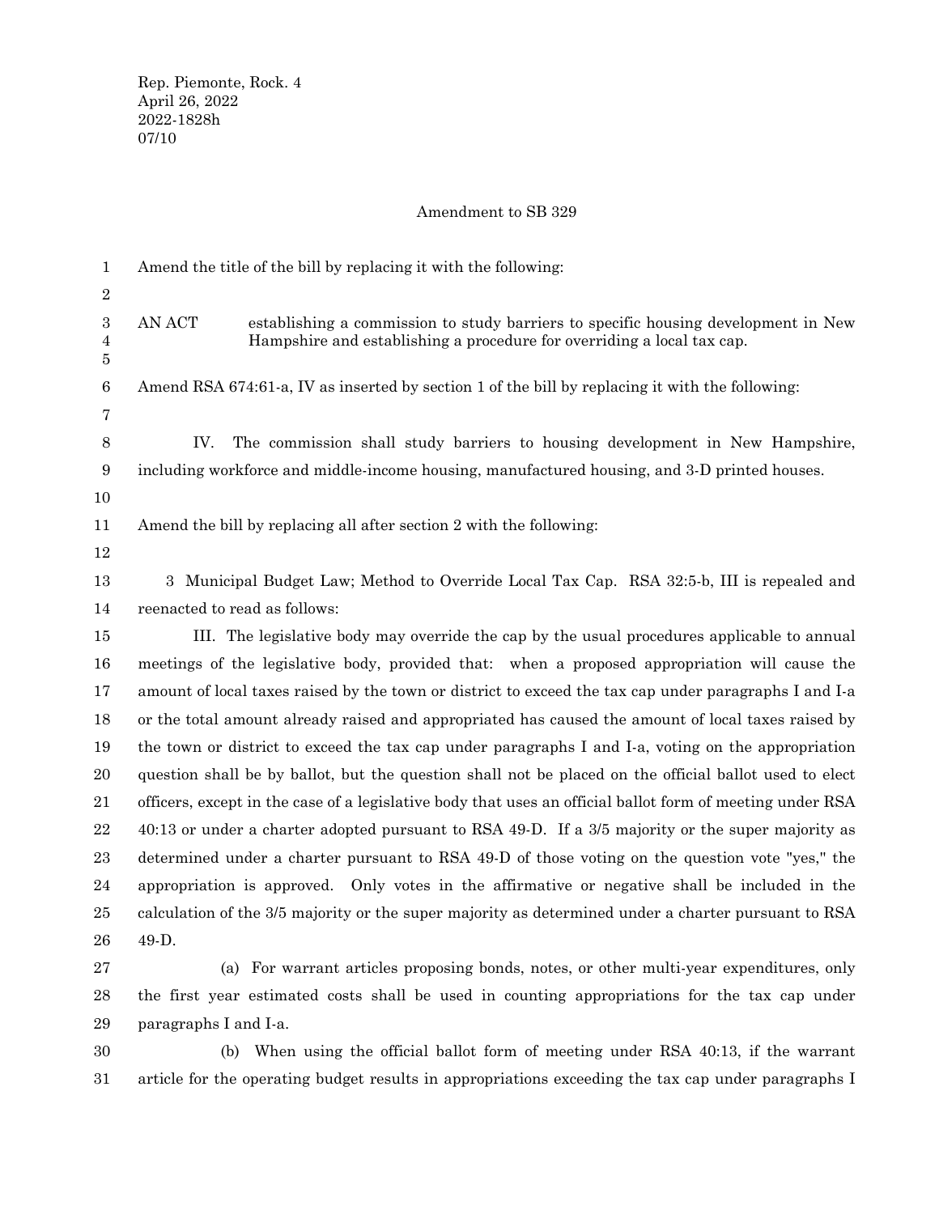Rep. Piemonte, Rock. 4
April 26, 2022
2022-1828h
07/10

Amendment to SB 329

Amend the title of the bill by replacing it with the following:

AN ACT establishing a commission to study barriers to specific housing development in New Hampshire and establishing a procedure for overriding a local tax cap.

Amend RSA 674:61-a, IV as inserted by section 1 of the bill by replacing it with the following:

IV. The commission shall study barriers to housing development in New Hampshire, including workforce and middle-income housing, manufactured housing, and 3-D printed houses.

Amend the bill by replacing all after section 2 with the following:

3 Municipal Budget Law; Method to Override Local Tax Cap. RSA 32:5-b, III is repealed and reenacted to read as follows:

III. The legislative body may override the cap by the usual procedures applicable to annual meetings of the legislative body, provided that: when a proposed appropriation will cause the amount of local taxes raised by the town or district to exceed the tax cap under paragraphs I and I-a or the total amount already raised and appropriated has caused the amount of local taxes raised by the town or district to exceed the tax cap under paragraphs I and I-a, voting on the appropriation question shall be by ballot, but the question shall not be placed on the official ballot used to elect officers, except in the case of a legislative body that uses an official ballot form of meeting under RSA 40:13 or under a charter adopted pursuant to RSA 49-D. If a 3/5 majority or the super majority as determined under a charter pursuant to RSA 49-D of those voting on the question vote "yes," the appropriation is approved. Only votes in the affirmative or negative shall be included in the calculation of the 3/5 majority or the super majority as determined under a charter pursuant to RSA 49-D.

(a) For warrant articles proposing bonds, notes, or other multi-year expenditures, only the first year estimated costs shall be used in counting appropriations for the tax cap under paragraphs I and I-a.

(b) When using the official ballot form of meeting under RSA 40:13, if the warrant article for the operating budget results in appropriations exceeding the tax cap under paragraphs I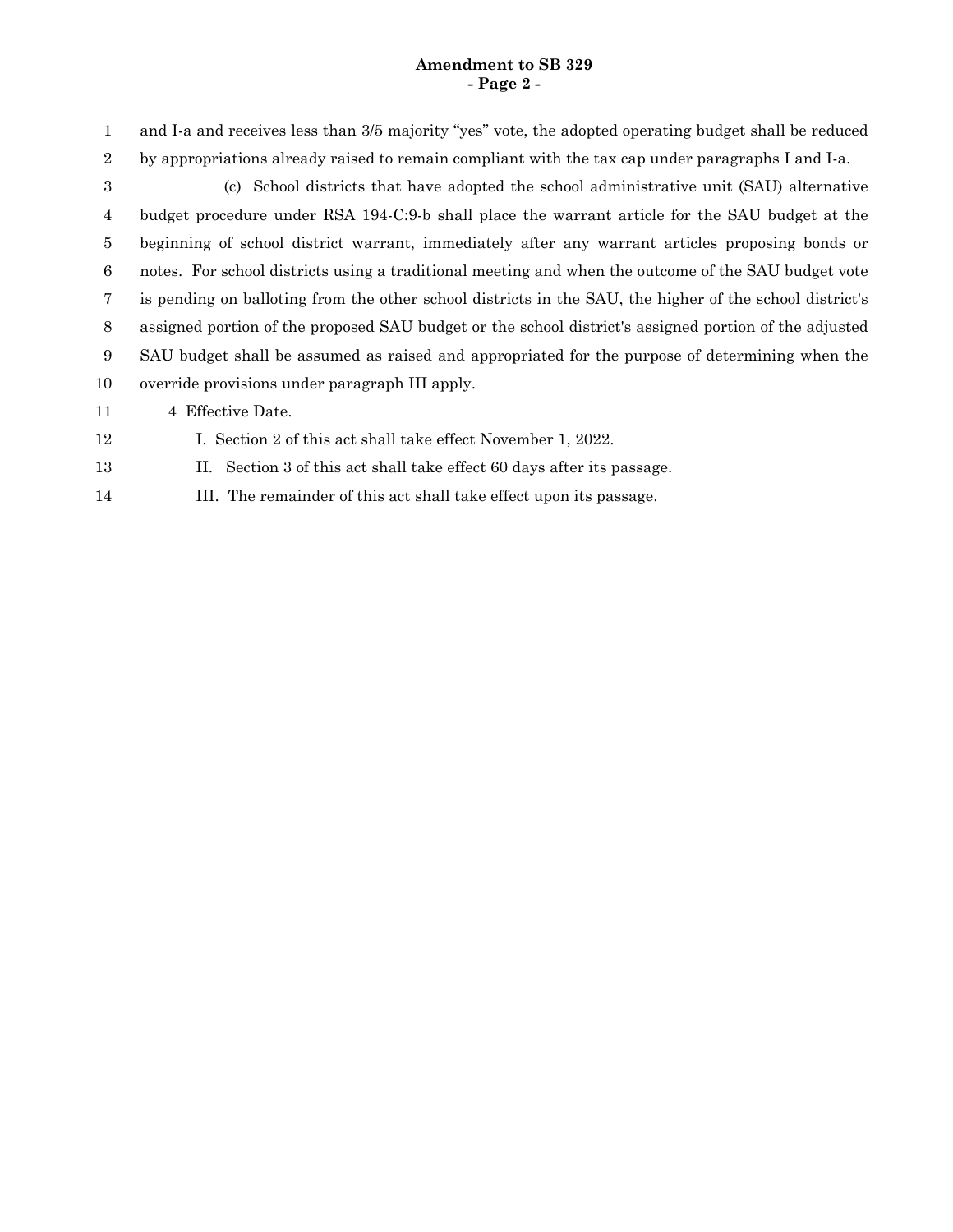and I-a and receives less than 3/5 majority "yes" vote, the adopted operating budget shall be reduced by appropriations already raised to remain compliant with the tax cap under paragraphs I and I-a.

(c) School districts that have adopted the school administrative unit (SAU) alternative budget procedure under RSA 194-C:9-b shall place the warrant article for the SAU budget at the beginning of school district warrant, immediately after any warrant articles proposing bonds or notes. For school districts using a traditional meeting and when the outcome of the SAU budget vote is pending on balloting from the other school districts in the SAU, the higher of the school district's assigned portion of the proposed SAU budget or the school district's assigned portion of the adjusted SAU budget shall be assumed as raised and appropriated for the purpose of determining when the override provisions under paragraph III apply.

4 Effective Date.

I. Section 2 of this act shall take effect November 1, 2022.

II. Section 3 of this act shall take effect 60 days after its passage.

III. The remainder of this act shall take effect upon its passage.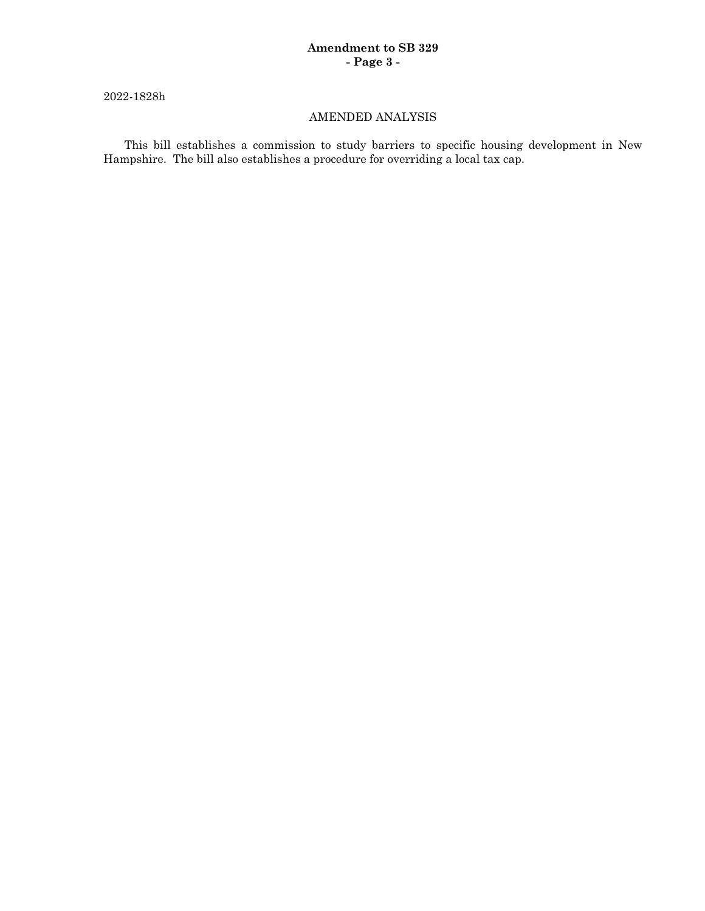2022-1828h

## AMENDED ANALYSIS

This bill establishes a commission to study barriers to specific housing development in New Hampshire. The bill also establishes a procedure for overriding a local tax cap.